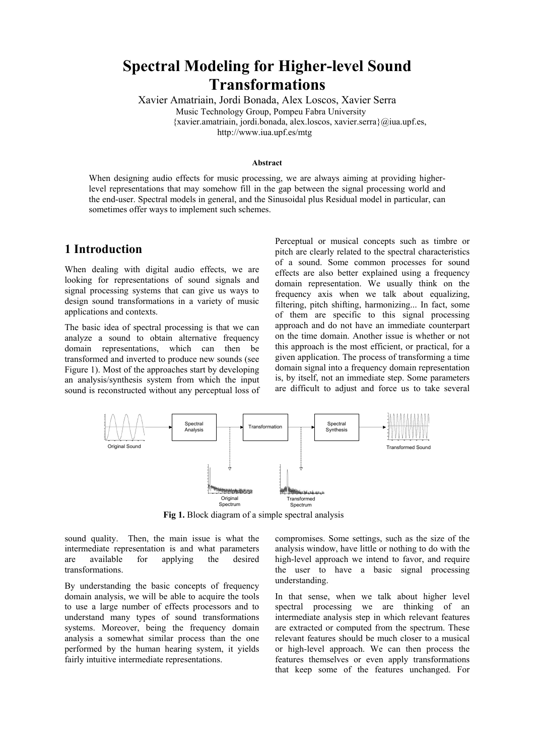# Spectral Modeling for Higher-level Sound Transformations

Xavier Amatriain, Jordi Bonada, Alex Loscos, Xavier Serra

Music Technology Group, Pompeu Fabra University

{xavier.amatriain, jordi.bonada, alex.loscos, xavier.serra}@iua.upf.es,

http://www.iua.upf.es/mtg

**Abstract**

When designing audio effects for music processing, we are always aiming at providing higher-level representations that may somehow fill in the gap between the signal processing world and the end-user. Spectral models in general, and the Sinusoidal plus Residual model in particular, can sometimes offer ways to implement such schemes.

## 1 Introduction

When dealing with digital audio effects, we are looking for representations of sound signals and signal processing systems that can give us ways to design sound transformations in a variety of music applications and contexts.

The basic idea of spectral processing is that we can analyze a sound to obtain alternative frequency domain representations, which can then be transformed and inverted to produce new sounds (see Figure 1). Most of the approaches start by developing an analysis/synthesis system from which the input sound is reconstructed without any perceptual loss of sound quality. Then, the main issue is what the intermediate representation is and what parameters are available for applying the desired transformations.

By understanding the basic concepts of frequency domain analysis, we will be able to acquire the tools to use a large number of effects processors and to understand many types of sound transformations systems. Moreover, being the frequency domain analysis a somewhat similar process than the one performed by the human hearing system, it yields fairly intuitive intermediate representations.

Perceptual or musical concepts such as timbre or pitch are clearly related to the spectral characteristics of a sound. Some common processes for sound effects are also better explained using a frequency domain representation. We usually think on the frequency axis when we talk about equalizing, filtering, pitch shifting, harmonizing... In fact, some of them are specific to this signal processing approach and do not have an immediate counterpart on the time domain. Another issue is whether or not this approach is the most efficient, or practical, for a given application. The process of transforming a time domain signal into a frequency domain representation is, by itself, not an immediate step. Some parameters are difficult to adjust and force us to take several compromises. Some settings, such as the size of the analysis window, have little or nothing to do with the high-level approach we intend to favor, and require the user to have a basic signal processing understanding.

Original Sound → Spectral Analysis → Transformation → Spectral Synthesis → Transformed Sound

Original Spectrum / Transformed Spectrum

**Fig 1.** Block diagram of a simple spectral analysis

In that sense, when we talk about higher level spectral processing we are thinking of an intermediate analysis step in which relevant features are extracted or computed from the spectrum. These relevant features should be much closer to a musical or high-level approach. We can then process the features themselves or even apply transformations that keep some of the features unchanged. For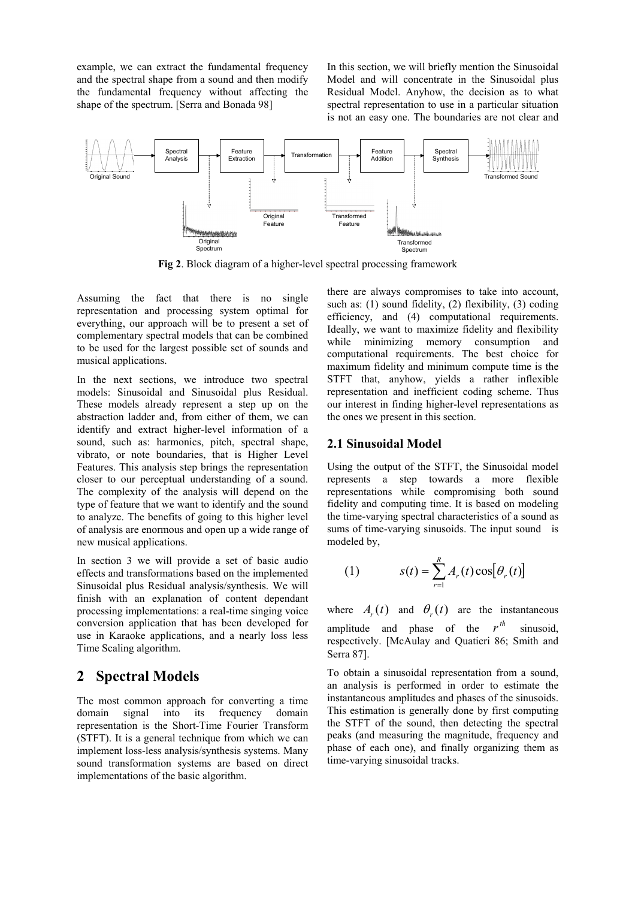example, we can extract the fundamental frequency and the spectral shape from a sound and then modify the fundamental frequency without affecting the shape of the spectrum. [Serra and Bonada 98]

**Fig 2**. Block diagram of a higher-level spectral processing framework

Assuming the fact that there is no single representation and processing system optimal for everything, our approach will be to present a set of complementary spectral models that can be combined to be used for the largest possible set of sounds and musical applications.

In the next sections, we introduce two spectral models: Sinusoidal and Sinusoidal plus Residual. These models already represent a step up on the abstraction ladder and, from either of them, we can identify and extract higher-level information of a sound, such as: harmonics, pitch, spectral shape, vibrato, or note boundaries, that is Higher Level Features. This analysis step brings the representation closer to our perceptual understanding of a sound. The complexity of the analysis will depend on the type of feature that we want to identify and the sound to analyze. The benefits of going to this higher level of analysis are enormous and open up a wide range of new musical applications.

In section 3 we will provide a set of basic audio effects and transformations based on the implemented Sinusoidal plus Residual analysis/synthesis. We will finish with an explanation of content dependant processing implementations: a real-time singing voice conversion application that has been developed for use in Karaoke applications, and a nearly loss less Time Scaling algorithm.

## 2 Spectral Models

The most common approach for converting a time domain signal into its frequency domain representation is the Short-Time Fourier Transform (STFT). It is a general technique from which we can implement loss-less analysis/synthesis systems. Many sound transformation systems are based on direct implementations of the basic algorithm.

In this section, we will briefly mention the Sinusoidal Model and will concentrate in the Sinusoidal plus Residual Model. Anyhow, the decision as to what spectral representation to use in a particular situation is not an easy one. The boundaries are not clear and there are always compromises to take into account, such as: (1) sound fidelity, (2) flexibility, (3) coding efficiency, and (4) computational requirements. Ideally, we want to maximize fidelity and flexibility while minimizing memory consumption and computational requirements. The best choice for maximum fidelity and minimum compute time is the STFT that, anyhow, yields a rather inflexible representation and inefficient coding scheme. Thus our interest in finding higher-level representations as the ones we present in this section.

### 2.1 Sinusoidal Model

Using the output of the STFT, the Sinusoidal model represents a step towards a more flexible representations while compromising both sound fidelity and computing time. It is based on modeling the time-varying spectral characteristics of a sound as sums of time-varying sinusoids. The input sound is modeled by,

$$s(t) = \sum_{r=1}^{R} A_r(t)\cos[\theta_r(t)] \qquad (1)$$

where $A_r(t)$ and $\theta_r(t)$ are the instantaneous amplitude and phase of the $r^{th}$ sinusoid, respectively. [McAulay and Quatieri 86; Smith and Serra 87].

To obtain a sinusoidal representation from a sound, an analysis is performed in order to estimate the instantaneous amplitudes and phases of the sinusoids. This estimation is generally done by first computing the STFT of the sound, then detecting the spectral peaks (and measuring the magnitude, frequency and phase of each one), and finally organizing them as time-varying sinusoidal tracks.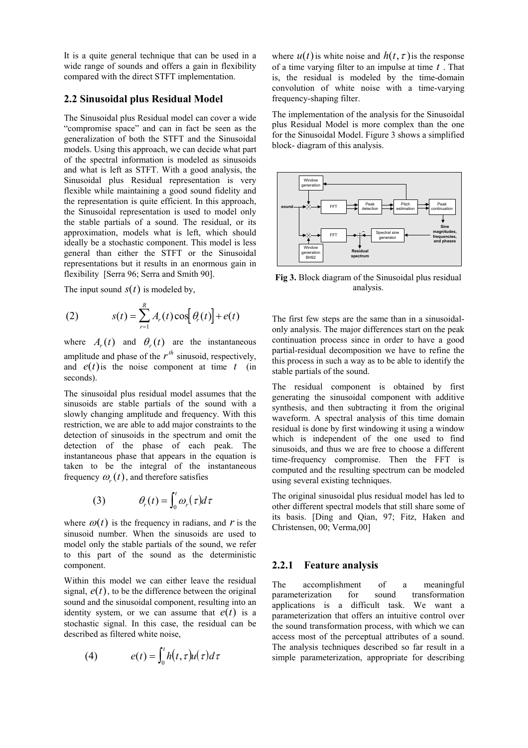It is a quite general technique that can be used in a wide range of sounds and offers a gain in flexibility compared with the direct STFT implementation.

## 2.2 Sinusoidal plus Residual Model

The Sinusoidal plus Residual model can cover a wide "compromise space" and can in fact be seen as the generalization of both the STFT and the Sinusoidal models. Using this approach, we can decide what part of the spectral information is modeled as sinusoids and what is left as STFT. With a good analysis, the Sinusoidal plus Residual representation is very flexible while maintaining a good sound fidelity and the representation is quite efficient. In this approach, the Sinusoidal representation is used to model only the stable partials of a sound. The residual, or its approximation, models what is left, which should ideally be a stochastic component. This model is less general than either the STFT or the Sinusoidal representations but it results in an enormous gain in flexibility [Serra 96; Serra and Smith 90].

The input sound $s(t)$ is modeled by,

$$(2) \qquad s(t) = \sum_{r=1}^{R} A_r(t)\cos\left[\theta_r(t)\right] + e(t)$$

where $A_r(t)$ and $\theta_r(t)$ are the instantaneous amplitude and phase of the $r^{th}$ sinusoid, respectively, and $e(t)$ is the noise component at time $t$ (in seconds).

The sinusoidal plus residual model assumes that the sinusoids are stable partials of the sound with a slowly changing amplitude and frequency. With this restriction, we are able to add major constraints to the detection of sinusoids in the spectrum and omit the detection of the phase of each peak. The instantaneous phase that appears in the equation is taken to be the integral of the instantaneous frequency $\omega_r(t)$, and therefore satisfies

$$(3) \qquad \theta_r(t) = \int_0^t \omega_r(\tau)d\tau$$

where $\omega(t)$ is the frequency in radians, and $r$ is the sinusoid number. When the sinusoids are used to model only the stable partials of the sound, we refer to this part of the sound as the deterministic component.

Within this model we can either leave the residual signal, $e(t)$, to be the difference between the original sound and the sinusoidal component, resulting into an identity system, or we can assume that $e(t)$ is a stochastic signal. In this case, the residual can be described as filtered white noise,

$$(4) \qquad e(t) = \int_0^t h(t,\tau)u(\tau)d\tau$$

where $u(t)$ is white noise and $h(t,\tau)$ is the response of a time varying filter to an impulse at time $t$. That is, the residual is modeled by the time-domain convolution of white noise with a time-varying frequency-shaping filter.

The implementation of the analysis for the Sinusoidal plus Residual Model is more complex than the one for the Sinusoidal Model. Figure 3 shows a simplified block- diagram of this analysis.

**Fig 3.** Block diagram of the Sinusoidal plus residual analysis.

The first few steps are the same than in a sinusoidal-only analysis. The major differences start on the peak continuation process since in order to have a good partial-residual decomposition we have to refine the this process in such a way as to be able to identify the stable partials of the sound.

The residual component is obtained by first generating the sinusoidal component with additive synthesis, and then subtracting it from the original waveform. A spectral analysis of this time domain residual is done by first windowing it using a window which is independent of the one used to find sinusoids, and thus we are free to choose a different time-frequency compromise. Then the FFT is computed and the resulting spectrum can be modeled using several existing techniques.

The original sinusoidal plus residual model has led to other different spectral models that still share some of its basis. [Ding and Qian, 97; Fitz, Haken and Christensen, 00; Verma,00]

### 2.2.1 Feature analysis

The accomplishment of a meaningful parameterization for sound transformation applications is a difficult task. We want a parameterization that offers an intuitive control over the sound transformation process, with which we can access most of the perceptual attributes of a sound. The analysis techniques described so far result in a simple parameterization, appropriate for describing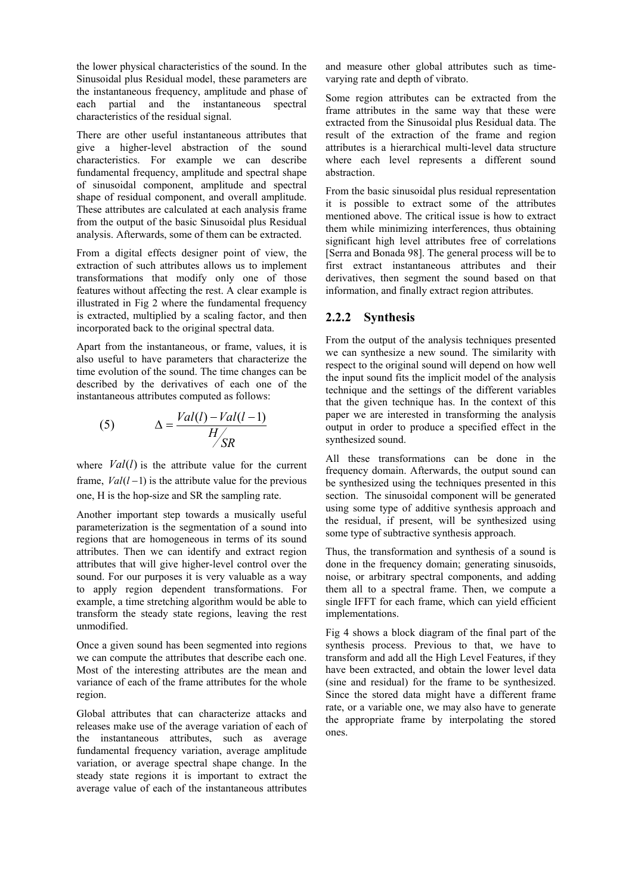the lower physical characteristics of the sound. In the Sinusoidal plus Residual model, these parameters are the instantaneous frequency, amplitude and phase of each partial and the instantaneous spectral characteristics of the residual signal.

There are other useful instantaneous attributes that give a higher-level abstraction of the sound characteristics. For example we can describe fundamental frequency, amplitude and spectral shape of sinusoidal component, amplitude and spectral shape of residual component, and overall amplitude. These attributes are calculated at each analysis frame from the output of the basic Sinusoidal plus Residual analysis. Afterwards, some of them can be extracted.

From a digital effects designer point of view, the extraction of such attributes allows us to implement transformations that modify only one of those features without affecting the rest. A clear example is illustrated in Fig 2 where the fundamental frequency is extracted, multiplied by a scaling factor, and then incorporated back to the original spectral data.

Apart from the instantaneous, or frame, values, it is also useful to have parameters that characterize the time evolution of the sound. The time changes can be described by the derivatives of each one of the instantaneous attributes computed as follows:

$$\Delta = \frac{Val(l) - Val(l-1)}{H/SR} \qquad (5)$$

where $Val(l)$ is the attribute value for the current frame, $Val(l-1)$ is the attribute value for the previous one, H is the hop-size and SR the sampling rate.

Another important step towards a musically useful parameterization is the segmentation of a sound into regions that are homogeneous in terms of its sound attributes. Then we can identify and extract region attributes that will give higher-level control over the sound. For our purposes it is very valuable as a way to apply region dependent transformations. For example, a time stretching algorithm would be able to transform the steady state regions, leaving the rest unmodified.

Once a given sound has been segmented into regions we can compute the attributes that describe each one. Most of the interesting attributes are the mean and variance of each of the frame attributes for the whole region.

Global attributes that can characterize attacks and releases make use of the average variation of each of the instantaneous attributes, such as average fundamental frequency variation, average amplitude variation, or average spectral shape change. In the steady state regions it is important to extract the average value of each of the instantaneous attributes and measure other global attributes such as time-varying rate and depth of vibrato.

Some region attributes can be extracted from the frame attributes in the same way that these were extracted from the Sinusoidal plus Residual data. The result of the extraction of the frame and region attributes is a hierarchical multi-level data structure where each level represents a different sound abstraction.

From the basic sinusoidal plus residual representation it is possible to extract some of the attributes mentioned above. The critical issue is how to extract them while minimizing interferences, thus obtaining significant high level attributes free of correlations [Serra and Bonada 98]. The general process will be to first extract instantaneous attributes and their derivatives, then segment the sound based on that information, and finally extract region attributes.

### 2.2.2 Synthesis

From the output of the analysis techniques presented we can synthesize a new sound. The similarity with respect to the original sound will depend on how well the input sound fits the implicit model of the analysis technique and the settings of the different variables that the given technique has. In the context of this paper we are interested in transforming the analysis output in order to produce a specified effect in the synthesized sound.

All these transformations can be done in the frequency domain. Afterwards, the output sound can be synthesized using the techniques presented in this section. The sinusoidal component will be generated using some type of additive synthesis approach and the residual, if present, will be synthesized using some type of subtractive synthesis approach.

Thus, the transformation and synthesis of a sound is done in the frequency domain; generating sinusoids, noise, or arbitrary spectral components, and adding them all to a spectral frame. Then, we compute a single IFFT for each frame, which can yield efficient implementations.

Fig 4 shows a block diagram of the final part of the synthesis process. Previous to that, we have to transform and add all the High Level Features, if they have been extracted, and obtain the lower level data (sine and residual) for the frame to be synthesized. Since the stored data might have a different frame rate, or a variable one, we may also have to generate the appropriate frame by interpolating the stored ones.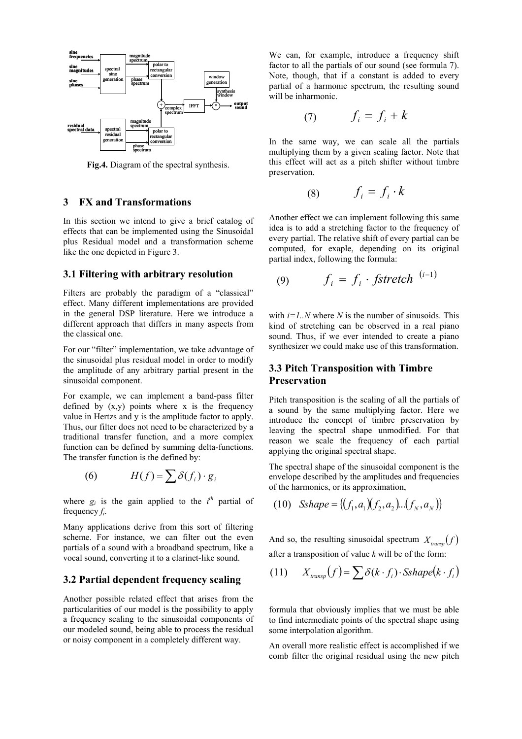Fig.4. Diagram of the spectral synthesis.

## 3 FX and Transformations

In this section we intend to give a brief catalog of effects that can be implemented using the Sinusoidal plus Residual model and a transformation scheme like the one depicted in Figure 3.

### 3.1 Filtering with arbitrary resolution

Filters are probably the paradigm of a "classical" effect. Many different implementations are provided in the general DSP literature. Here we introduce a different approach that differs in many aspects from the classical one.

For our "filter" implementation, we take advantage of the sinusoidal plus residual model in order to modify the amplitude of any arbitrary partial present in the sinusoidal component.

For example, we can implement a band-pass filter defined by (x,y) points where x is the frequency value in Hertzs and y is the amplitude factor to apply. Thus, our filter does not need to be characterized by a traditional transfer function, and a more complex function can be defined by summing delta-functions. The transfer function is the defined by:

$$(6) \qquad H(f) = \sum \delta(f_i) \cdot g_i$$

where $g_i$ is the gain applied to the $i^{th}$ partial of frequency $f_i$.

Many applications derive from this sort of filtering scheme. For instance, we can filter out the even partials of a sound with a broadband spectrum, like a vocal sound, converting it to a clarinet-like sound.

### 3.2 Partial dependent frequency scaling

Another possible related effect that arises from the particularities of our model is the possibility to apply a frequency scaling to the sinusoidal components of our modeled sound, being able to process the residual or noisy component in a completely different way.

We can, for example, introduce a frequency shift factor to all the partials of our sound (see formula 7). Note, though, that if a constant is added to every partial of a harmonic spectrum, the resulting sound will be inharmonic.

$$(7) \qquad f_i = f_i + k$$

In the same way, we can scale all the partials multiplying them by a given scaling factor. Note that this effect will act as a pitch shifter without timbre preservation.

$$(8) \qquad f_i = f_i \cdot k$$

Another effect we can implement following this same idea is to add a stretching factor to the frequency of every partial. The relative shift of every partial can be computed, for exaple, depending on its original partial index, following the formula:

$$(9) \qquad f_i = f_i \cdot fstretch^{\,(i-1)}$$

with $i=1..N$ where $N$ is the number of sinusoids. This kind of stretching can be observed in a real piano sound. Thus, if we ever intended to create a piano synthesizer we could make use of this transformation.

### 3.3 Pitch Transposition with Timbre Preservation

Pitch transposition is the scaling of all the partials of a sound by the same multiplying factor. Here we introduce the concept of timbre preservation by leaving the spectral shape unmodified. For that reason we scale the frequency of each partial applying the original spectral shape.

The spectral shape of the sinusoidal component is the envelope described by the amplitudes and frequencies of the harmonics, or its approximation,

$$(10) \quad Sshape = \{(f_1, a_1)(f_2, a_2)..(f_N, a_N)\}$$

And so, the resulting sinusoidal spectrum $X_{transp}(f)$ after a transposition of value $k$ will be of the form:

$$(11) \quad X_{transp}(f) = \sum \delta(k \cdot f_i) \cdot Sshape(k \cdot f_i)$$

formula that obviously implies that we must be able to find intermediate points of the spectral shape using some interpolation algorithm.

An overall more realistic effect is accomplished if we comb filter the original residual using the new pitch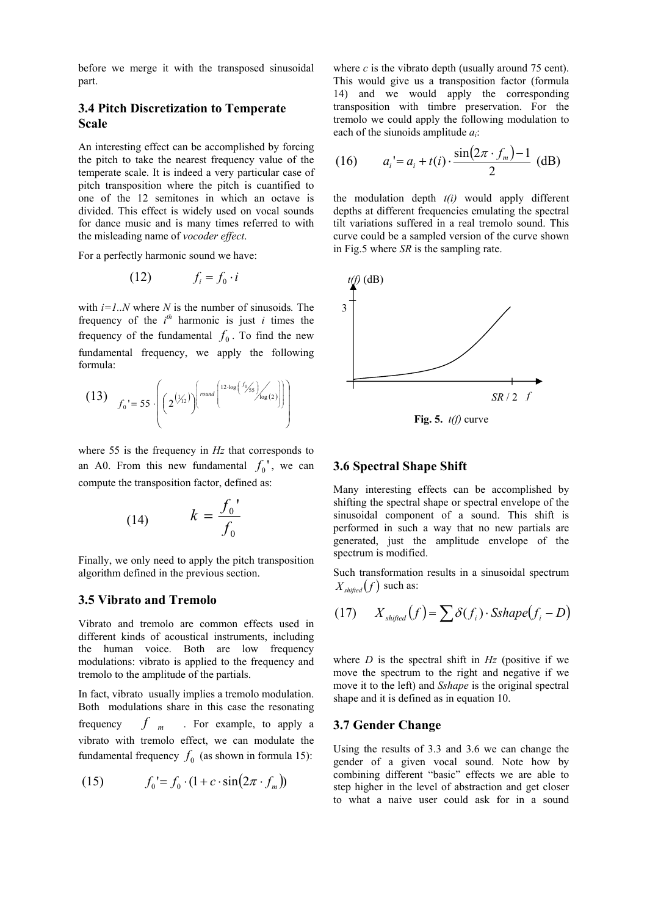before we merge it with the transposed sinusoidal part.

### 3.4 Pitch Discretization to Temperate Scale

An interesting effect can be accomplished by forcing the pitch to take the nearest frequency value of the temperate scale. It is indeed a very particular case of pitch transposition where the pitch is cuantified to one of the 12 semitones in which an octave is divided. This effect is widely used on vocal sounds for dance music and is many times referred to with the misleading name of *vocoder effect*.

For a perfectly harmonic sound we have:

$$f_i = f_0 \cdot i \tag{12}$$

with *i=1..N* where *N* is the number of sinusoids. The frequency of the $i^{th}$ harmonic is just *i* times the frequency of the fundamental $f_0$. To find the new fundamental frequency, we apply the following formula:

$$f_0' = 55 \cdot \left( \left( 2^{\left(1/12\right)} \right)^{\left( round\left( 12 \cdot \log\left( f_0 / 55 \right) / \log(2) \right) \right)} \right) \tag{13}$$

where 55 is the frequency in *Hz* that corresponds to an A0. From this new fundamental $f_0'$, we can compute the transposition factor, defined as:

$$k = \frac{f_0'}{f_0} \tag{14}$$

Finally, we only need to apply the pitch transposition algorithm defined in the previous section.

### 3.5 Vibrato and Tremolo

Vibrato and tremolo are common effects used in different kinds of acoustical instruments, including the human voice. Both are low frequency modulations: vibrato is applied to the frequency and tremolo to the amplitude of the partials.

In fact, vibrato usually implies a tremolo modulation. Both modulations share in this case the resonating frequency $f_m$. For example, to apply a vibrato with tremolo effect, we can modulate the fundamental frequency $f_0$ (as shown in formula 15):

$$f_0' = f_0 \cdot (1 + c \cdot \sin(2\pi \cdot f_m)) \tag{15}$$

where *c* is the vibrato depth (usually around 75 cent). This would give us a transposition factor (formula 14) and we would apply the corresponding transposition with timbre preservation. For the tremolo we could apply the following modulation to each of the siunoids amplitude $a_i$:

$$a_i' = a_i + t(i) \cdot \frac{\sin(2\pi \cdot f_m) - 1}{2} \text{ (dB)} \tag{16}$$

the modulation depth *t(i)* would apply different depths at different frequencies emulating the spectral tilt variations suffered in a real tremolo sound. This curve could be a sampled version of the curve shown in Fig.5 where *SR* is the sampling rate.

**Fig. 5.** *t(f)* curve

### 3.6 Spectral Shape Shift

Many interesting effects can be accomplished by shifting the spectral shape or spectral envelope of the sinusoidal component of a sound. This shift is performed in such a way that no new partials are generated, just the amplitude envelope of the spectrum is modified.

Such transformation results in a sinusoidal spectrum $X_{shifted}(f)$ such as:

$$X_{shifted}(f) = \sum \delta(f_i) \cdot Sshape(f_i - D) \tag{17}$$

where *D* is the spectral shift in *Hz* (positive if we move the spectrum to the right and negative if we move it to the left) and *Sshape* is the original spectral shape and it is defined as in equation 10.

### 3.7 Gender Change

Using the results of 3.3 and 3.6 we can change the gender of a given vocal sound. Note how by combining different "basic" effects we are able to step higher in the level of abstraction and get closer to what a naive user could ask for in a sound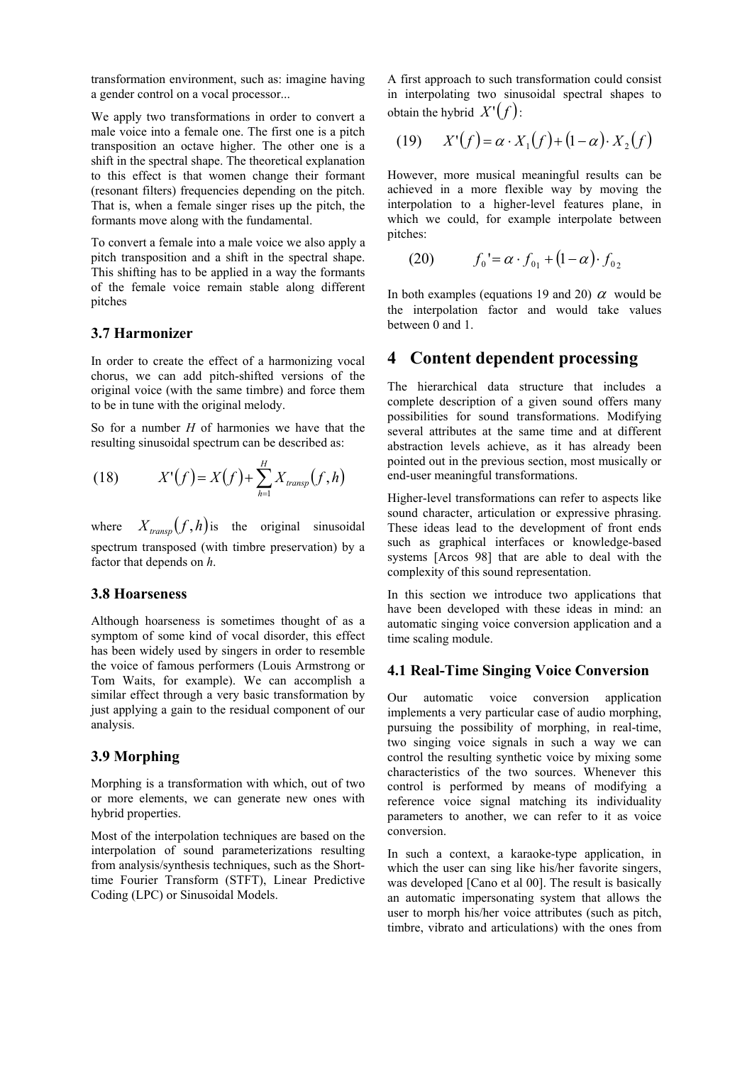transformation environment, such as: imagine having a gender control on a vocal processor...

We apply two transformations in order to convert a male voice into a female one. The first one is a pitch transposition an octave higher. The other one is a shift in the spectral shape. The theoretical explanation to this effect is that women change their formant (resonant filters) frequencies depending on the pitch. That is, when a female singer rises up the pitch, the formants move along with the fundamental.

To convert a female into a male voice we also apply a pitch transposition and a shift in the spectral shape. This shifting has to be applied in a way the formants of the female voice remain stable along different pitches

### 3.7 Harmonizer

In order to create the effect of a harmonizing vocal chorus, we can add pitch-shifted versions of the original voice (with the same timbre) and force them to be in tune with the original melody.

So for a number $H$ of harmonies we have that the resulting sinusoidal spectrum can be described as:

$$X'(f) = X(f) + \sum_{h=1}^{H} X_{transp}(f,h) \tag{18}$$

where $X_{transp}(f,h)$ is the original sinusoidal spectrum transposed (with timbre preservation) by a factor that depends on $h$.

### 3.8 Hoarseness

Although hoarseness is sometimes thought of as a symptom of some kind of vocal disorder, this effect has been widely used by singers in order to resemble the voice of famous performers (Louis Armstrong or Tom Waits, for example). We can accomplish a similar effect through a very basic transformation by just applying a gain to the residual component of our analysis.

### 3.9 Morphing

Morphing is a transformation with which, out of two or more elements, we can generate new ones with hybrid properties.

Most of the interpolation techniques are based on the interpolation of sound parameterizations resulting from analysis/synthesis techniques, such as the Short-time Fourier Transform (STFT), Linear Predictive Coding (LPC) or Sinusoidal Models.

A first approach to such transformation could consist in interpolating two sinusoidal spectral shapes to obtain the hybrid $X'(f)$:

$$X'(f) = \alpha \cdot X_1(f) + (1-\alpha) \cdot X_2(f) \tag{19}$$

However, more musical meaningful results can be achieved in a more flexible way by moving the interpolation to a higher-level features plane, in which we could, for example interpolate between pitches:

$$f_0' = \alpha \cdot f_{01} + (1-\alpha) \cdot f_{02} \tag{20}$$

In both examples (equations 19 and 20) $\alpha$ would be the interpolation factor and would take values between 0 and 1.

# 4 Content dependent processing

The hierarchical data structure that includes a complete description of a given sound offers many possibilities for sound transformations. Modifying several attributes at the same time and at different abstraction levels achieve, as it has already been pointed out in the previous section, most musically or end-user meaningful transformations.

Higher-level transformations can refer to aspects like sound character, articulation or expressive phrasing. These ideas lead to the development of front ends such as graphical interfaces or knowledge-based systems [Arcos 98] that are able to deal with the complexity of this sound representation.

In this section we introduce two applications that have been developed with these ideas in mind: an automatic singing voice conversion application and a time scaling module.

### 4.1 Real-Time Singing Voice Conversion

Our automatic voice conversion application implements a very particular case of audio morphing, pursuing the possibility of morphing, in real-time, two singing voice signals in such a way we can control the resulting synthetic voice by mixing some characteristics of the two sources. Whenever this control is performed by means of modifying a reference voice signal matching its individuality parameters to another, we can refer to it as voice conversion.

In such a context, a karaoke-type application, in which the user can sing like his/her favorite singers, was developed [Cano et al 00]. The result is basically an automatic impersonating system that allows the user to morph his/her voice attributes (such as pitch, timbre, vibrato and articulations) with the ones from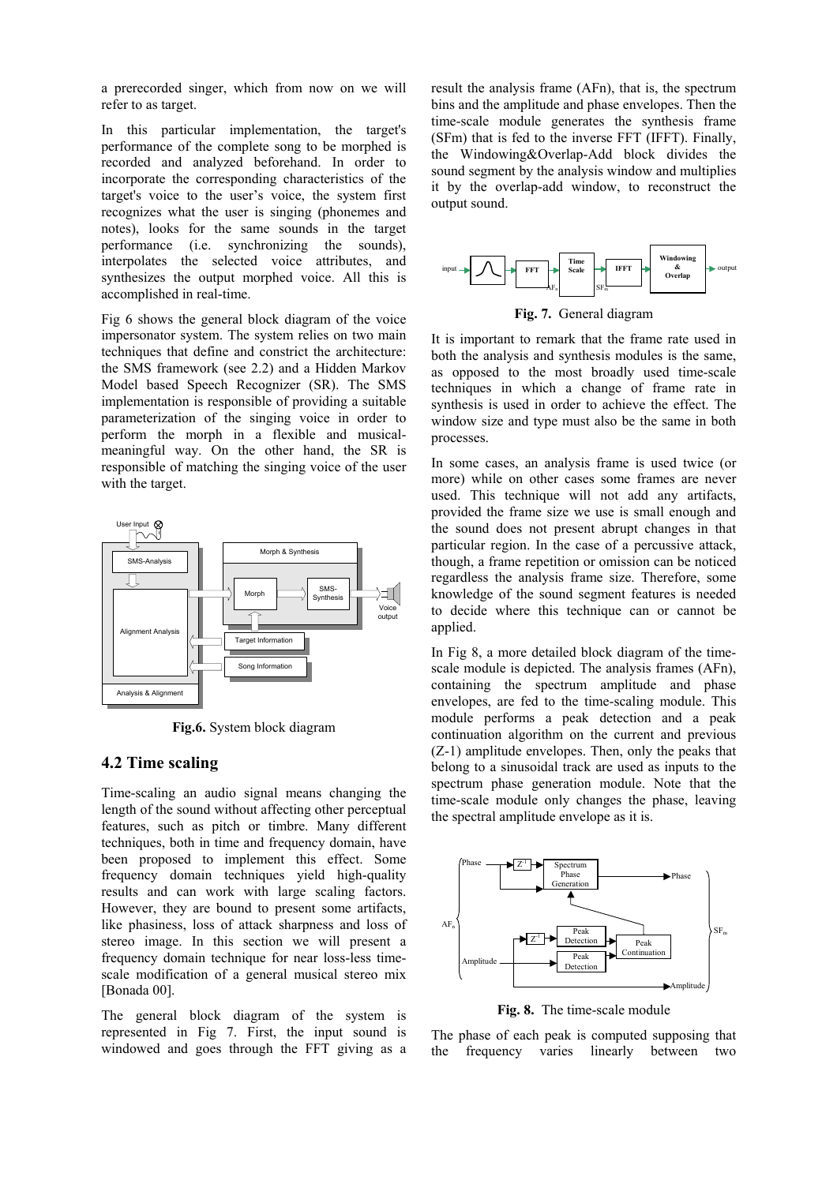a prerecorded singer, which from now on we will refer to as target.

In this particular implementation, the target's performance of the complete song to be morphed is recorded and analyzed beforehand. In order to incorporate the corresponding characteristics of the target's voice to the user's voice, the system first recognizes what the user is singing (phonemes and notes), looks for the same sounds in the target performance (i.e. synchronizing the sounds), interpolates the selected voice attributes, and synthesizes the output morphed voice. All this is accomplished in real-time.

Fig 6 shows the general block diagram of the voice impersonator system. The system relies on two main techniques that define and constrict the architecture: the SMS framework (see 2.2) and a Hidden Markov Model based Speech Recognizer (SR). The SMS implementation is responsible of providing a suitable parameterization of the singing voice in order to perform the morph in a flexible and musical-meaningful way. On the other hand, the SR is responsible of matching the singing voice of the user with the target.

**Fig.6.** System block diagram

## 4.2 Time scaling

Time-scaling an audio signal means changing the length of the sound without affecting other perceptual features, such as pitch or timbre. Many different techniques, both in time and frequency domain, have been proposed to implement this effect. Some frequency domain techniques yield high-quality results and can work with large scaling factors. However, they are bound to present some artifacts, like phasiness, loss of attack sharpness and loss of stereo image. In this section we will present a frequency domain technique for near loss-less time-scale modification of a general musical stereo mix [Bonada 00].

The general block diagram of the system is represented in Fig 7. First, the input sound is windowed and goes through the FFT giving as a result the analysis frame (AFn), that is, the spectrum bins and the amplitude and phase envelopes. Then the time-scale module generates the synthesis frame (SFm) that is fed to the inverse FFT (IFFT). Finally, the Windowing&Overlap-Add block divides the sound segment by the analysis window and multiplies it by the overlap-add window, to reconstruct the output sound.

**Fig. 7.** General diagram

It is important to remark that the frame rate used in both the analysis and synthesis modules is the same, as opposed to the most broadly used time-scale techniques in which a change of frame rate in synthesis is used in order to achieve the effect. The window size and type must also be the same in both processes.

In some cases, an analysis frame is used twice (or more) while on other cases some frames are never used. This technique will not add any artifacts, provided the frame size we use is small enough and the sound does not present abrupt changes in that particular region. In the case of a percussive attack, though, a frame repetition or omission can be noticed regardless the analysis frame size. Therefore, some knowledge of the sound segment features is needed to decide where this technique can or cannot be applied.

In Fig 8, a more detailed block diagram of the time-scale module is depicted. The analysis frames (AFn), containing the spectrum amplitude and phase envelopes, are fed to the time-scaling module. This module performs a peak detection and a peak continuation algorithm on the current and previous (Z-1) amplitude envelopes. Then, only the peaks that belong to a sinusoidal track are used as inputs to the spectrum phase generation module. Note that the time-scale module only changes the phase, leaving the spectral amplitude envelope as it is.

**Fig. 8.** The time-scale module

The phase of each peak is computed supposing that the frequency varies linearly between two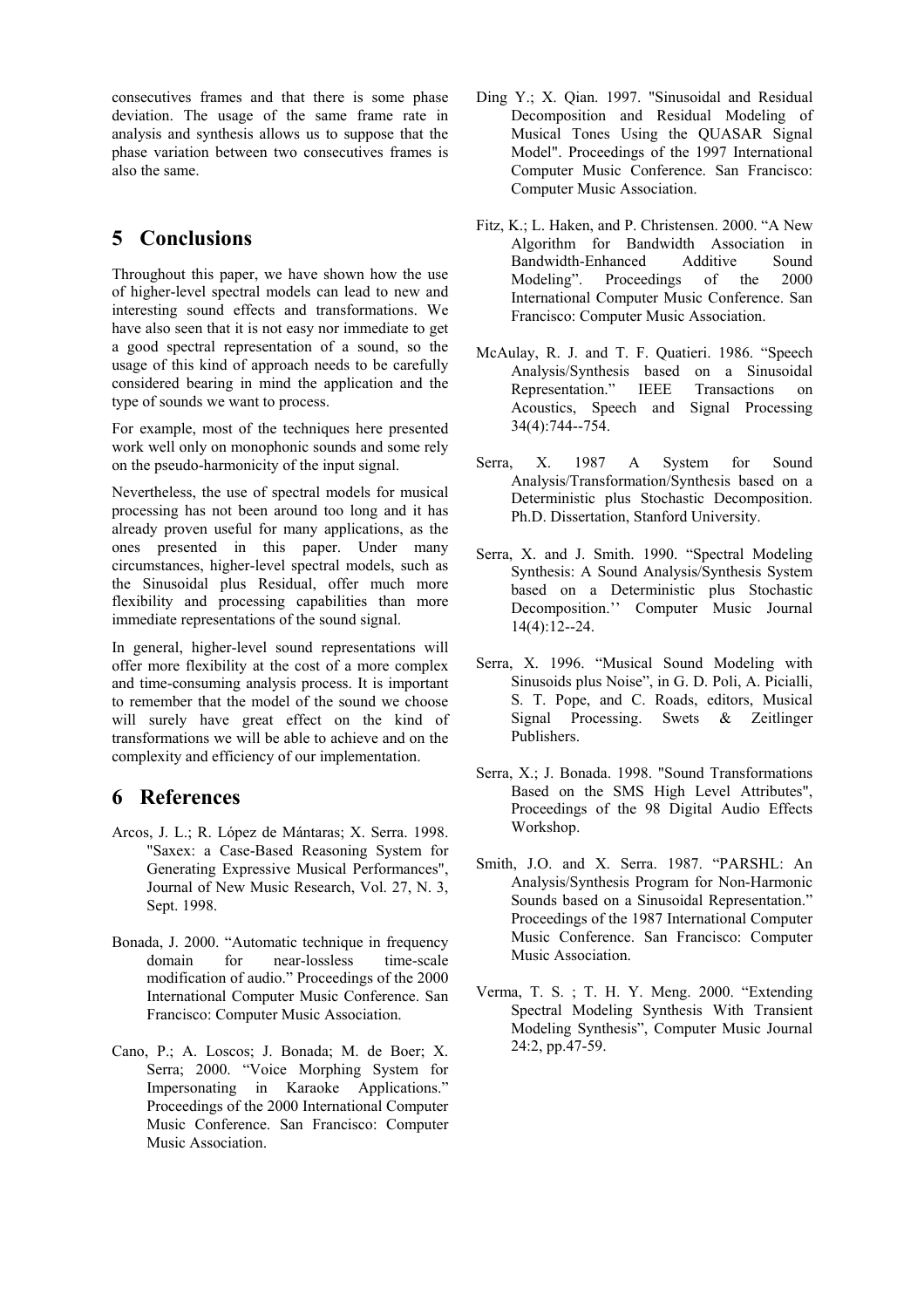consecutives frames and that there is some phase deviation. The usage of the same frame rate in analysis and synthesis allows us to suppose that the phase variation between two consecutives frames is also the same.

# 5 Conclusions

Throughout this paper, we have shown how the use of higher-level spectral models can lead to new and interesting sound effects and transformations. We have also seen that it is not easy nor immediate to get a good spectral representation of a sound, so the usage of this kind of approach needs to be carefully considered bearing in mind the application and the type of sounds we want to process.

For example, most of the techniques here presented work well only on monophonic sounds and some rely on the pseudo-harmonicity of the input signal.

Nevertheless, the use of spectral models for musical processing has not been around too long and it has already proven useful for many applications, as the ones presented in this paper. Under many circumstances, higher-level spectral models, such as the Sinusoidal plus Residual, offer much more flexibility and processing capabilities than more immediate representations of the sound signal.

In general, higher-level sound representations will offer more flexibility at the cost of a more complex and time-consuming analysis process. It is important to remember that the model of the sound we choose will surely have great effect on the kind of transformations we will be able to achieve and on the complexity and efficiency of our implementation.

# 6 References

Arcos, J. L.; R. López de Mántaras; X. Serra. 1998. "Saxex: a Case-Based Reasoning System for Generating Expressive Musical Performances", Journal of New Music Research, Vol. 27, N. 3, Sept. 1998.

Bonada, J. 2000. "Automatic technique in frequency domain for near-lossless time-scale modification of audio." Proceedings of the 2000 International Computer Music Conference. San Francisco: Computer Music Association.

Cano, P.; A. Loscos; J. Bonada; M. de Boer; X. Serra; 2000. "Voice Morphing System for Impersonating in Karaoke Applications." Proceedings of the 2000 International Computer Music Conference. San Francisco: Computer Music Association.

Ding Y.; X. Qian. 1997. "Sinusoidal and Residual Decomposition and Residual Modeling of Musical Tones Using the QUASAR Signal Model". Proceedings of the 1997 International Computer Music Conference. San Francisco: Computer Music Association.

Fitz, K.; L. Haken, and P. Christensen. 2000. "A New Algorithm for Bandwidth Association in Bandwidth-Enhanced Additive Sound Modeling". Proceedings of the 2000 International Computer Music Conference. San Francisco: Computer Music Association.

McAulay, R. J. and T. F. Quatieri. 1986. "Speech Analysis/Synthesis based on a Sinusoidal Representation." IEEE Transactions on Acoustics, Speech and Signal Processing 34(4):744--754.

Serra, X. 1987 A System for Sound Analysis/Transformation/Synthesis based on a Deterministic plus Stochastic Decomposition. Ph.D. Dissertation, Stanford University.

Serra, X. and J. Smith. 1990. "Spectral Modeling Synthesis: A Sound Analysis/Synthesis System based on a Deterministic plus Stochastic Decomposition.'' Computer Music Journal 14(4):12--24.

Serra, X. 1996. "Musical Sound Modeling with Sinusoids plus Noise", in G. D. Poli, A. Picialli, S. T. Pope, and C. Roads, editors, Musical Signal Processing. Swets & Zeitlinger Publishers.

Serra, X.; J. Bonada. 1998. "Sound Transformations Based on the SMS High Level Attributes", Proceedings of the 98 Digital Audio Effects Workshop.

Smith, J.O. and X. Serra. 1987. "PARSHL: An Analysis/Synthesis Program for Non-Harmonic Sounds based on a Sinusoidal Representation." Proceedings of the 1987 International Computer Music Conference. San Francisco: Computer Music Association.

Verma, T. S. ; T. H. Y. Meng. 2000. "Extending Spectral Modeling Synthesis With Transient Modeling Synthesis", Computer Music Journal 24:2, pp.47-59.